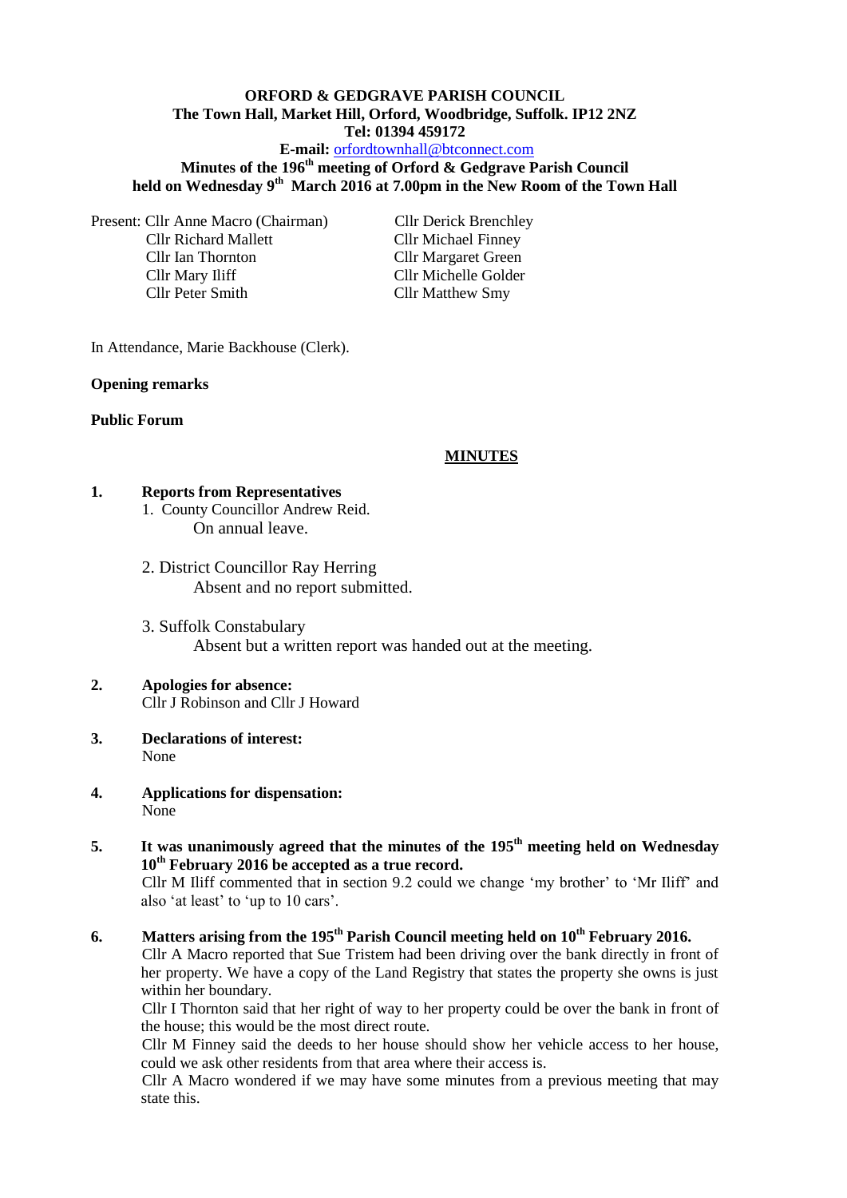**ORFORD & GEDGRAVE PARISH COUNCIL**
**The Town Hall, Market Hill, Orford, Woodbridge, Suffolk. IP12 2NZ**
**Tel: 01394 459172**
**E-mail:** orfordtownhall@btconnect.com

**Minutes of the 196th meeting of Orford & Gedgrave Parish Council held on Wednesday 9th March 2016 at 7.00pm in the New Room of the Town Hall**

Present: Cllr Anne Macro (Chairman)
Cllr Richard Mallett
Cllr Ian Thornton
Cllr Mary Iliff
Cllr Peter Smith
Cllr Derick Brenchley
Cllr Michael Finney
Cllr Margaret Green
Cllr Michelle Golder
Cllr Matthew Smy

In Attendance, Marie Backhouse (Clerk).

**Opening remarks**

**Public Forum**

**MINUTES**

**1. Reports from Representatives**

1. County Councillor Andrew Reid.
   On annual leave.

2. District Councillor Ray Herring
   Absent and no report submitted.

3. Suffolk Constabulary
   Absent but a written report was handed out at the meeting.

**2. Apologies for absence:**
Cllr J Robinson and Cllr J Howard

**3. Declarations of interest:**
None

**4. Applications for dispensation:**
None

**5. It was unanimously agreed that the minutes of the 195th meeting held on Wednesday 10th February 2016 be accepted as a true record.**
Cllr M Iliff commented that in section 9.2 could we change 'my brother' to 'Mr Iliff' and also 'at least' to 'up to 10 cars'.

**6. Matters arising from the 195th Parish Council meeting held on 10th February 2016.**
Cllr A Macro reported that Sue Tristem had been driving over the bank directly in front of her property. We have a copy of the Land Registry that states the property she owns is just within her boundary.
Cllr I Thornton said that her right of way to her property could be over the bank in front of the house; this would be the most direct route.
Cllr M Finney said the deeds to her house should show her vehicle access to her house, could we ask other residents from that area where their access is.
Cllr A Macro wondered if we may have some minutes from a previous meeting that may state this.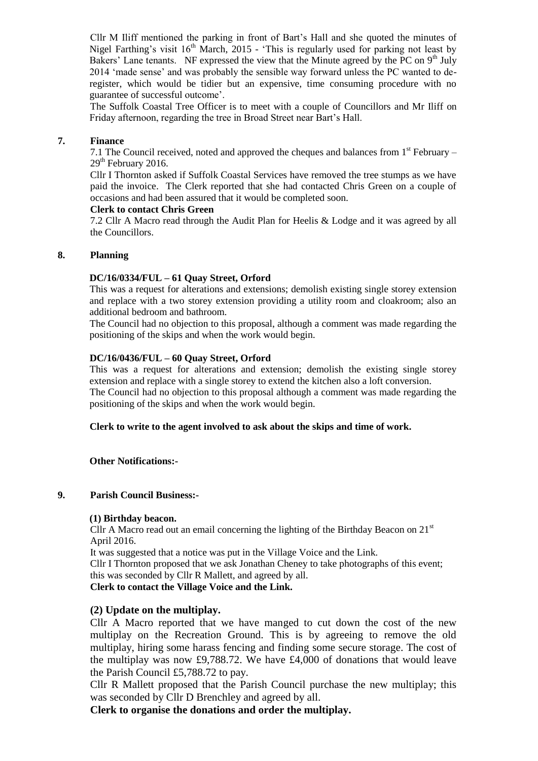Cllr M Iliff mentioned the parking in front of Bart's Hall and she quoted the minutes of Nigel Farthing's visit 16th March, 2015 - 'This is regularly used for parking not least by Bakers' Lane tenants. NF expressed the view that the Minute agreed by the PC on 9th July 2014 'made sense' and was probably the sensible way forward unless the PC wanted to de-register, which would be tidier but an expensive, time consuming procedure with no guarantee of successful outcome'.

The Suffolk Coastal Tree Officer is to meet with a couple of Councillors and Mr Iliff on Friday afternoon, regarding the tree in Broad Street near Bart's Hall.

## 7. Finance

7.1 The Council received, noted and approved the cheques and balances from 1st February – 29th February 2016.

Cllr I Thornton asked if Suffolk Coastal Services have removed the tree stumps as we have paid the invoice. The Clerk reported that she had contacted Chris Green on a couple of occasions and had been assured that it would be completed soon.

**Clerk to contact Chris Green**

7.2 Cllr A Macro read through the Audit Plan for Heelis & Lodge and it was agreed by all the Councillors.

## 8. Planning

**DC/16/0334/FUL – 61 Quay Street, Orford**

This was a request for alterations and extensions; demolish existing single storey extension and replace with a two storey extension providing a utility room and cloakroom; also an additional bedroom and bathroom.

The Council had no objection to this proposal, although a comment was made regarding the positioning of the skips and when the work would begin.

**DC/16/0436/FUL – 60 Quay Street, Orford**

This was a request for alterations and extension; demolish the existing single storey extension and replace with a single storey to extend the kitchen also a loft conversion.

The Council had no objection to this proposal although a comment was made regarding the positioning of the skips and when the work would begin.

**Clerk to write to the agent involved to ask about the skips and time of work.**

**Other Notifications:-**

## 9. Parish Council Business:-

**(1) Birthday beacon.**

Cllr A Macro read out an email concerning the lighting of the Birthday Beacon on 21st April 2016.

It was suggested that a notice was put in the Village Voice and the Link.

Cllr I Thornton proposed that we ask Jonathan Cheney to take photographs of this event; this was seconded by Cllr R Mallett, and agreed by all.

**Clerk to contact the Village Voice and the Link.**

**(2) Update on the multiplay.**

Cllr A Macro reported that we have manged to cut down the cost of the new multiplay on the Recreation Ground. This is by agreeing to remove the old multiplay, hiring some harass fencing and finding some secure storage. The cost of the multiplay was now £9,788.72. We have £4,000 of donations that would leave the Parish Council £5,788.72 to pay.

Cllr R Mallett proposed that the Parish Council purchase the new multiplay; this was seconded by Cllr D Brenchley and agreed by all.

**Clerk to organise the donations and order the multiplay.**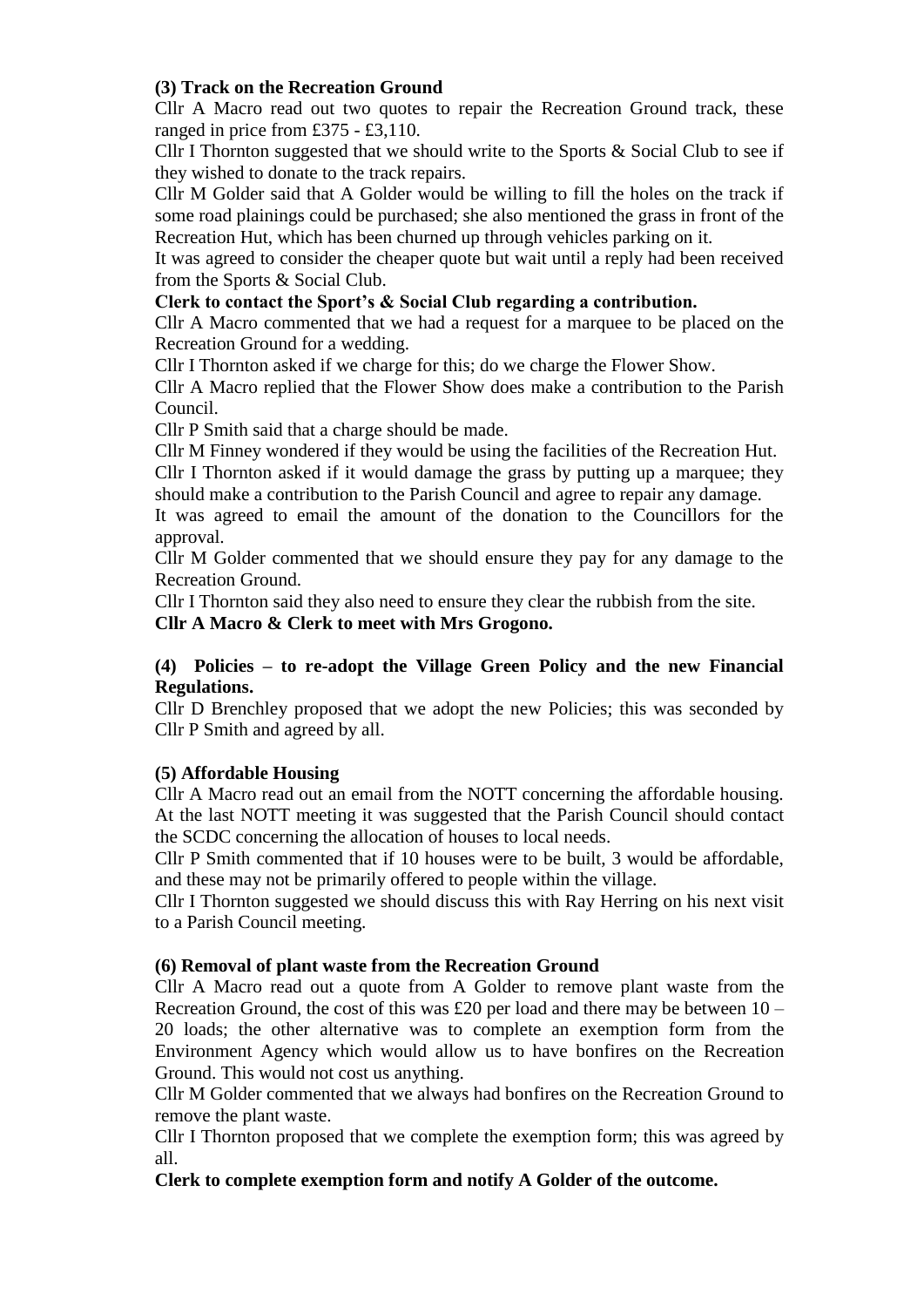**(3) Track on the Recreation Ground**

Cllr A Macro read out two quotes to repair the Recreation Ground track, these ranged in price from £375 - £3,110.

Cllr I Thornton suggested that we should write to the Sports & Social Club to see if they wished to donate to the track repairs.

Cllr M Golder said that A Golder would be willing to fill the holes on the track if some road plainings could be purchased; she also mentioned the grass in front of the Recreation Hut, which has been churned up through vehicles parking on it.

It was agreed to consider the cheaper quote but wait until a reply had been received from the Sports & Social Club.

**Clerk to contact the Sport's & Social Club regarding a contribution.**

Cllr A Macro commented that we had a request for a marquee to be placed on the Recreation Ground for a wedding.

Cllr I Thornton asked if we charge for this; do we charge the Flower Show.

Cllr A Macro replied that the Flower Show does make a contribution to the Parish Council.

Cllr P Smith said that a charge should be made.

Cllr M Finney wondered if they would be using the facilities of the Recreation Hut.

Cllr I Thornton asked if it would damage the grass by putting up a marquee; they should make a contribution to the Parish Council and agree to repair any damage.

It was agreed to email the amount of the donation to the Councillors for the approval.

Cllr M Golder commented that we should ensure they pay for any damage to the Recreation Ground.

Cllr I Thornton said they also need to ensure they clear the rubbish from the site.

**Cllr A Macro & Clerk to meet with Mrs Grogono.**

**(4) Policies – to re-adopt the Village Green Policy and the new Financial Regulations.**

Cllr D Brenchley proposed that we adopt the new Policies; this was seconded by Cllr P Smith and agreed by all.

**(5) Affordable Housing**

Cllr A Macro read out an email from the NOTT concerning the affordable housing. At the last NOTT meeting it was suggested that the Parish Council should contact the SCDC concerning the allocation of houses to local needs.

Cllr P Smith commented that if 10 houses were to be built, 3 would be affordable, and these may not be primarily offered to people within the village.

Cllr I Thornton suggested we should discuss this with Ray Herring on his next visit to a Parish Council meeting.

**(6) Removal of plant waste from the Recreation Ground**

Cllr A Macro read out a quote from A Golder to remove plant waste from the Recreation Ground, the cost of this was £20 per load and there may be between 10 – 20 loads; the other alternative was to complete an exemption form from the Environment Agency which would allow us to have bonfires on the Recreation Ground. This would not cost us anything.

Cllr M Golder commented that we always had bonfires on the Recreation Ground to remove the plant waste.

Cllr I Thornton proposed that we complete the exemption form; this was agreed by all.

**Clerk to complete exemption form and notify A Golder of the outcome.**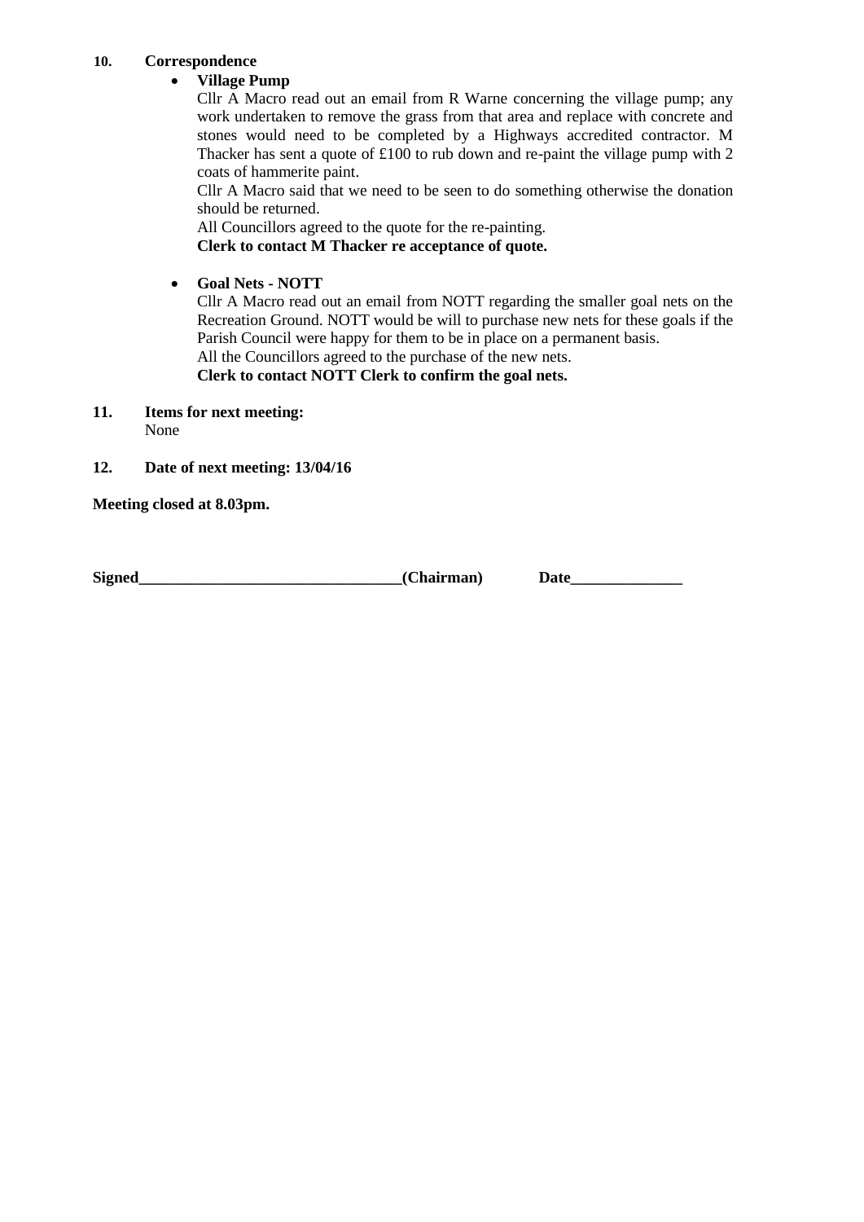**10. Correspondence**

- **Village Pump**

  Cllr A Macro read out an email from R Warne concerning the village pump; any work undertaken to remove the grass from that area and replace with concrete and stones would need to be completed by a Highways accredited contractor. M Thacker has sent a quote of £100 to rub down and re-paint the village pump with 2 coats of hammerite paint.

  Cllr A Macro said that we need to be seen to do something otherwise the donation should be returned.

  All Councillors agreed to the quote for the re-painting.

  **Clerk to contact M Thacker re acceptance of quote.**

- **Goal Nets - NOTT**

  Cllr A Macro read out an email from NOTT regarding the smaller goal nets on the Recreation Ground. NOTT would be will to purchase new nets for these goals if the Parish Council were happy for them to be in place on a permanent basis.

  All the Councillors agreed to the purchase of the new nets.

  **Clerk to contact NOTT Clerk to confirm the goal nets.**

**11. Items for next meeting:**

None

**12. Date of next meeting: 13/04/16**

**Meeting closed at 8.03pm.**

**Signed\_\_\_\_\_\_\_\_\_\_\_\_\_\_\_\_\_\_\_\_\_\_\_\_\_\_\_\_\_\_\_\_\_(Chairman) Date\_\_\_\_\_\_\_\_\_\_\_\_\_\_**